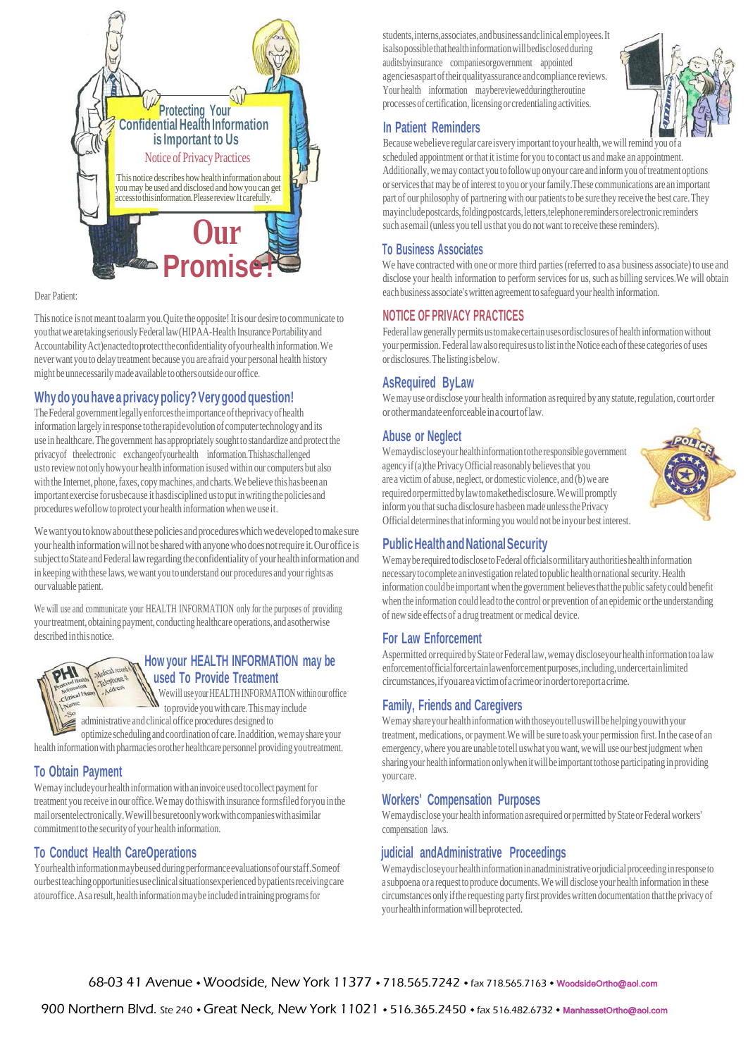# Protecting Your Confidential Health Information is Important to Us

## Notice of Privacy Practices

This notice describes how health information about you may be used and disclosed and how you can get access to this information. Please review it carefully.

# Our Promise!

Dear Patient:

This notice is not meant to alarm you. Quite the opposite! It is our desire to communicate to you that we are taking seriously Federal law (HIPAA-Health Insurance Portability and Accountability Act) enacted to protect the confidentiality of your health information. We never want you to delay treatment because you are afraid your personal health history might be unnecessarily made available to others outside our office.

## Why do you have a privacy policy? Very good question!

The Federal government legally enforces the importance of the privacy of health information largely in response to the rapid evolution of computer technology and its use in healthcare. The government has appropriately sought to standardize and protect the privacy of the electronic exchange of your health information. This has challenged us to review not only how your health information is used within our computers but also with the Internet, phone, faxes, copy machines, and charts. We believe this has been an important exercise for us because it has disciplined us to put in writing the policies and procedures we follow to protect your health information when we use it.

We want you to know about these policies and procedures which we developed to make sure your health information will not be shared with anyone who does not require it. Our office is subject to State and Federal law regarding the confidentiality of your health information and in keeping with these laws, we want you to understand our procedures and your rights as our valuable patient.

We will use and communicate your HEALTH INFORMATION only for the purposes of providing your treatment, obtaining payment, conducting healthcare operations, and as otherwise described in this notice.

## How your HEALTH INFORMATION may be used To Provide Treatment

We will use your HEALTH INFORMATION within our office to provide you with care. This may include administrative and clinical office procedures designed to optimize scheduling and coordination of care. In addition, we may share your health information with pharmacies or other healthcare personnel providing you treatment.

## To Obtain Payment

We may include your health information with an invoice used to collect payment for treatment you receive in our office. We may do this with insurance forms filed for you in the mail or sent electronically. We will be sure to only work with companies with a similar commitment to the security of your health information.

## To Conduct Health Care Operations

Your health information may be used during performance evaluations of our staff. Some of our best teaching opportunities use clinical situations experienced by patients receiving care at our office. As a result, health information may be included in training programs for students, interns, associates, and business and clinical employees. It is also possible that health information will be disclosed during audits by insurance companies or government appointed agencies as part of their quality assurance and compliance reviews. Your health information may be reviewed during the routine processes of certification, licensing or credentialing activities.

## In Patient Reminders

Because we believe regular care is very important to your health, we will remind you of a scheduled appointment or that it is time for you to contact us and make an appointment. Additionally, we may contact you to follow up on your care and inform you of treatment options or services that may be of interest to you or your family. These communications are an important part of our philosophy of partnering with our patients to be sure they receive the best care. They may include postcards, folding postcards, letters, telephone reminders or electronic reminders such as email (unless you tell us that you do not want to receive these reminders).

## To Business Associates

We have contracted with one or more third parties (referred to as a business associate) to use and disclose your health information to perform services for us, such as billing services. We will obtain each business associate's written agreement to safeguard your health information.

## NOTICE OF PRIVACY PRACTICES

Federal law generally permits us to make certain uses or disclosures of health information without your permission. Federal law also requires us to list in the Notice each of these categories of uses or disclosures. The listing is below.

## As Required By Law

We may use or disclose your health information as required by any statute, regulation, court order or other mandate enforceable in a court of law.

## Abuse or Neglect

We may disclose your health information to the responsible government agency if (a) the Privacy Official reasonably believes that you are a victim of abuse, neglect, or domestic violence, and (b) we are required or permitted by law to make the disclosure. We will promptly inform you that such a disclosure has been made unless the Privacy Official determines that informing you would not be in your best interest.

## Public Health and National Security

We may be required to disclose to Federal officials or military authorities health information necessary to complete an investigation related to public health or national security. Health information could be important when the government believes that the public safety could benefit when the information could lead to the control or prevention of an epidemic or the understanding of new side effects of a drug treatment or medical device.

## For Law Enforcement

As permitted or required by State or Federal law, we may disclose your health information to a law enforcement official for certain law enforcement purposes, including, under certain limited circumstances, if you are a victim of a crime or in order to report a crime.

## Family, Friends and Caregivers

We may share your health information with those you tell us will be helping you with your treatment, medications, or payment. We will be sure to ask your permission first. In the case of an emergency, where you are unable to tell us what you want, we will use our best judgment when sharing your health information only when it will be important to those participating in providing your care.

## Workers' Compensation Purposes

We may disclose your health information as required or permitted by State or Federal workers' compensation laws.

## judicial and Administrative Proceedings

We may disclose your health information in an administrative or judicial proceeding in response to a subpoena or a request to produce documents. We will disclose your health information in these circumstances only if the requesting party first provides written documentation that the privacy of your health information will be protected.

68-03 41 Avenue • Woodside, New York 11377 • 718.565.7242 • fax 718.565.7163 • WoodsideOrtho@aol.com

900 Northern Blvd. Ste 240 • Great Neck, New York 11021 • 516.365.2450 • fax 516.482.6732 • ManhassetOrtho@aol.com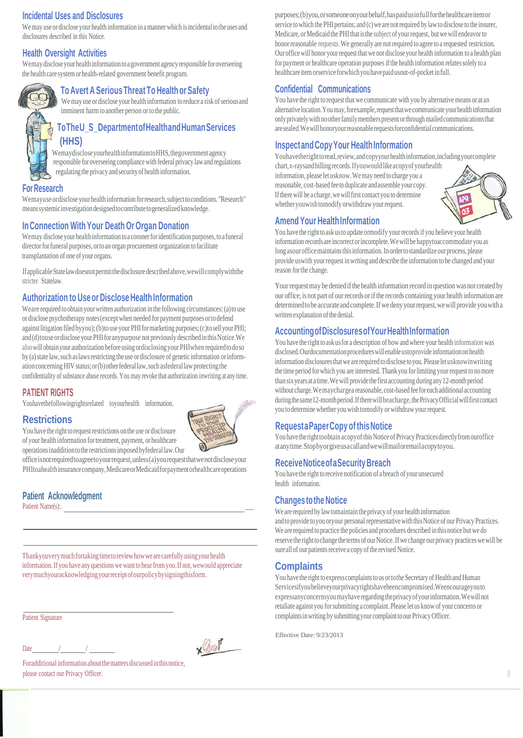## Incidental Uses and Disclosures

We may use or disclose your health information in a manner which is incidental to the uses and disclosures described in this Notice.

## Health Oversight Activities

We may disclose your health information to a government agency responsible for overseeing the health care system or health-related government benefit program.

## To Avert A Serious Threat To Health or Safety

We may use or disclose your health information to reduce a risk of serious and imminent harm to another person or to the public.

## To The U_S_ Department of Health and Human Services (HHS)

We may disclose your health information to HHS, the government agency responsible for overseeing compliance with federal privacy law and regulations regulating the privacy and security of health information.

## For Research

We may use or disclose your health information for research, subject to conditions. "Research" means systemic investigation designed to contribute to generalized knowledge.

## In Connection With Your Death Or Organ Donation

We may disclose your health information to a coroner for identification purposes, to a funeral director for funeral purposes, or to an organ procurement organization to facilitate transplantation of one of your organs.

If applicable State law does not permit the disclosure described above, we will comply with the stricter State law.

## Authorization to Use or Disclose Health Information

We are required to obtain your written authorization in the following circumstances: (a) to use or disclose psychotherapy notes (except when needed for payment purposes or to defend against litigation filed by you); (b) to use your PHI for marketing purposes; (c) to sell your PHI; and (d) to use or disclose your PHI for any purpose not previously described in this Notice. We also will obtain your authorization before using or disclosing your PHI when required to do so by (a) state law, such as laws restricting the use or disclosure of genetic information or information concerning HIV status; or (b) other federal law, such as federal law protecting the confidentiality of substance abuse records. You may revoke that authorization in writing at any time.

## PATIENT RIGHTS

You have the following rights related to your health information.

## Restrictions

You have the right to request restrictions on the use or disclosure of your health information for treatment, payment, or healthcare operations in addition to the restrictions imposed by federal law. Our office is not required to agree to your request, unless (a) you request that we not disclose your PHI to a health insurance company, Medicare or Medicaid for payment or healthcare operations purposes; (b) you, or someone on your behalf, has paid us in full for the healthcare item or service to which the PHI pertains; and (c) we are not required by law to disclose to the insurer, Medicare, or Medicaid the PHI that is the subject of your request, but we will endeavor to honor reasonable requests. We generally are not required to agree to a requested restriction. Our office will honor your request that we not disclose your health information to a health plan for payment or healthcare operation purposes if the health information relates solely to a healthcare item or service for which you have paid us out-of-pocket in full.

## Confidential Communications

You have the right to request that we communicate with you by alternative means or at an alternative location. You may, for example, request that we communicate your health information only privately with no other family members present or through mailed communications that are sealed. We will honor your reasonable requests for confidential communications.

## Inspect and Copy Your Health Information

You have the right to read, review, and copy your health information, including your complete chart, x-rays and billing records. If you would like a copy of your health information, please let us know. We may need to charge you a reasonable, cost-based fee to duplicate and assemble your copy. If there will be a charge, we will first contact you to determine whether you wish to modify or withdraw your request.

## Amend Your Health Information

You have the right to ask us to update or modify your records if you believe your health information records are incorrect or incomplete. We will be happy to accommodate you as long as our office maintains this information. In order to standardize our process, please provide us with your request in writing and describe the information to be changed and your reason for the change.

Your request may be denied if the health information record in question was not created by our office, is not part of our records or if the records containing your health information are determined to be accurate and complete. If we deny your request, we will provide you with a written explanation of the denial.

## Accounting of Disclosures of Your Health Information

You have the right to ask us for a description of how and where your health information was disclosed. Our documentation procedures will enable us to provide information on health information disclosures that we are required to disclose to you. Please let us know in writing the time period for which you are interested. Thank you for limiting your request to no more than six years at a time. We will provide the first accounting during any 12-month period without charge. We may charge a reasonable, cost-based fee for each additional accounting during the same 12-month period. If there will be a charge, the Privacy Official will first contact you to determine whether you wish to modify or withdraw your request.

## Request a Paper Copy of this Notice

You have the right to obtain a copy of this Notice of Privacy Practices directly from our office at any time. Stop by or give us a call and we will mail or email a copy to you.

## Receive Notice of a Security Breach

You have the right to receive notification of a breach of your unsecured health information.

## Changes to the Notice

We are required by law to maintain the privacy of your health information and to provide to you or your personal representative with this Notice of our Privacy Practices. We are required to practice the policies and procedures described in this notice but we do reserve the right to change the terms of our Notice. If we change our privacy practices we will be sure all of our patients receive a copy of the revised Notice.

## Complaints

You have the right to express complaints to us or to the Secretary of Health and Human Services if you believe your privacy rights have been compromised. We encourage you to express any concerns you may have regarding the privacy of your information. We will not retaliate against you for submitting a complaint. Please let us know of your concerns or complaints in writing by submitting your complaint to our Privacy Officer.

Effective Date: 9/23/2013

## Patient Acknowledgment

Patient Name(s):. ________________________________________________

________________________________________________

________________________________________________

Thank you very much for taking time to review how we are carefully using your health information. If you have any questions we want to hear from you. If not, we would appreciate very much your acknowledging your receipt of our policy by signing this form.

________________________________________
Patient Signature

Date_______/_______/_______

For additional information about the matters discussed in this notice, please contact our Privacy Officer.